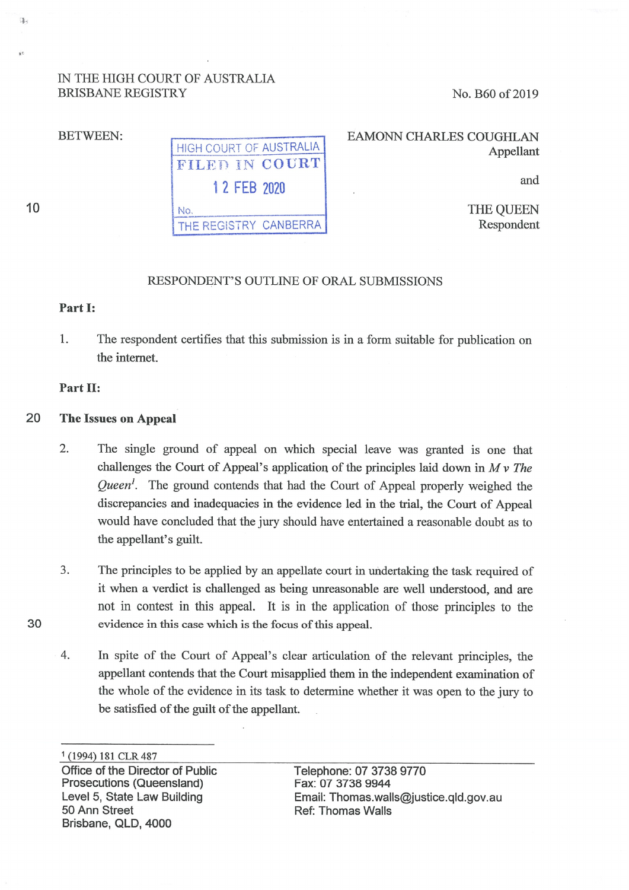IN THE HIGH COURT OF AUSTRALIA
BRISBANE REGISTRY

No. B60 of 2019

BETWEEN:

HIGH COURT OF AUSTRALIA
FILED IN COURT
12 FEB 2020
No.
THE REGISTRY CANBERRA

EAMONN CHARLES COUGHLAN
Appellant

and

THE QUEEN
Respondent

## RESPONDENT'S OUTLINE OF ORAL SUBMISSIONS

**Part I:**

1. The respondent certifies that this submission is in a form suitable for publication on the internet.

**Part II:**

**The Issues on Appeal**

2. The single ground of appeal on which special leave was granted is one that challenges the Court of Appeal's application of the principles laid down in *M v The Queen*[1]. The ground contends that had the Court of Appeal properly weighed the discrepancies and inadequacies in the evidence led in the trial, the Court of Appeal would have concluded that the jury should have entertained a reasonable doubt as to the appellant's guilt.

3. The principles to be applied by an appellate court in undertaking the task required of it when a verdict is challenged as being unreasonable are well understood, and are not in contest in this appeal. It is in the application of those principles to the evidence in this case which is the focus of this appeal.

4. In spite of the Court of Appeal's clear articulation of the relevant principles, the appellant contends that the Court misapplied them in the independent examination of the whole of the evidence in its task to determine whether it was open to the jury to be satisfied of the guilt of the appellant.

[1] (1994) 181 CLR 487

Office of the Director of Public Prosecutions (Queensland)
Level 5, State Law Building
50 Ann Street
Brisbane, QLD, 4000

Telephone: 07 3738 9770
Fax: 07 3738 9944
Email: Thomas.walls@justice.qld.gov.au
Ref: Thomas Walls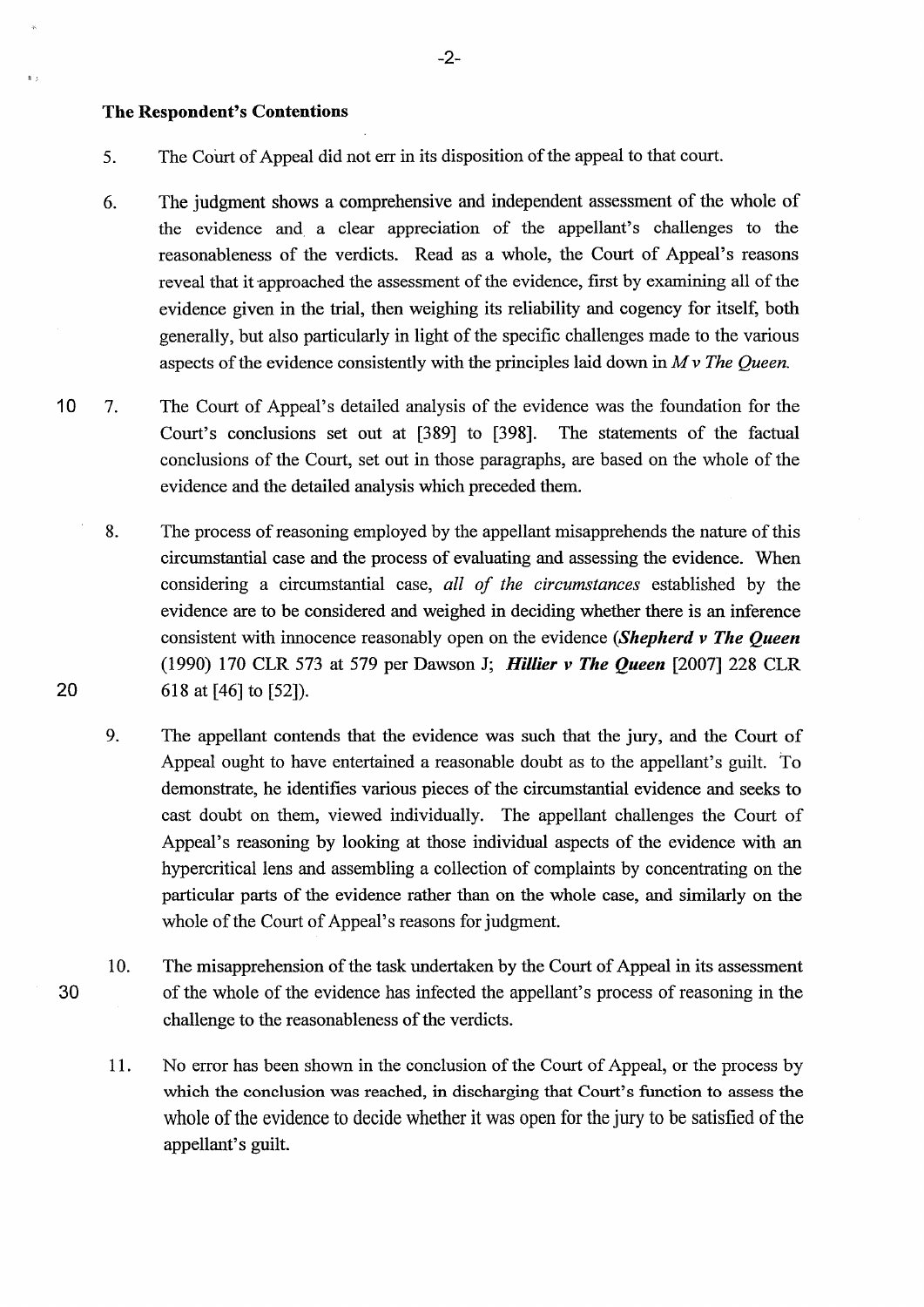### The Respondent's Contentions

5. The Court of Appeal did not err in its disposition of the appeal to that court.

6. The judgment shows a comprehensive and independent assessment of the whole of the evidence and a clear appreciation of the appellant's challenges to the reasonableness of the verdicts. Read as a whole, the Court of Appeal's reasons reveal that it approached the assessment of the evidence, first by examining all of the evidence given in the trial, then weighing its reliability and cogency for itself, both generally, but also particularly in light of the specific challenges made to the various aspects of the evidence consistently with the principles laid down in *M v The Queen*.

7. The Court of Appeal's detailed analysis of the evidence was the foundation for the Court's conclusions set out at [389] to [398]. The statements of the factual conclusions of the Court, set out in those paragraphs, are based on the whole of the evidence and the detailed analysis which preceded them.

8. The process of reasoning employed by the appellant misapprehends the nature of this circumstantial case and the process of evaluating and assessing the evidence. When considering a circumstantial case, *all of the circumstances* established by the evidence are to be considered and weighed in deciding whether there is an inference consistent with innocence reasonably open on the evidence (***Shepherd v The Queen*** (1990) 170 CLR 573 at 579 per Dawson J; ***Hillier v The Queen*** [2007] 228 CLR 618 at [46] to [52]).

9. The appellant contends that the evidence was such that the jury, and the Court of Appeal ought to have entertained a reasonable doubt as to the appellant's guilt. To demonstrate, he identifies various pieces of the circumstantial evidence and seeks to cast doubt on them, viewed individually. The appellant challenges the Court of Appeal's reasoning by looking at those individual aspects of the evidence with an hypercritical lens and assembling a collection of complaints by concentrating on the particular parts of the evidence rather than on the whole case, and similarly on the whole of the Court of Appeal's reasons for judgment.

10. The misapprehension of the task undertaken by the Court of Appeal in its assessment of the whole of the evidence has infected the appellant's process of reasoning in the challenge to the reasonableness of the verdicts.

11. No error has been shown in the conclusion of the Court of Appeal, or the process by which the conclusion was reached, in discharging that Court's function to assess the whole of the evidence to decide whether it was open for the jury to be satisfied of the appellant's guilt.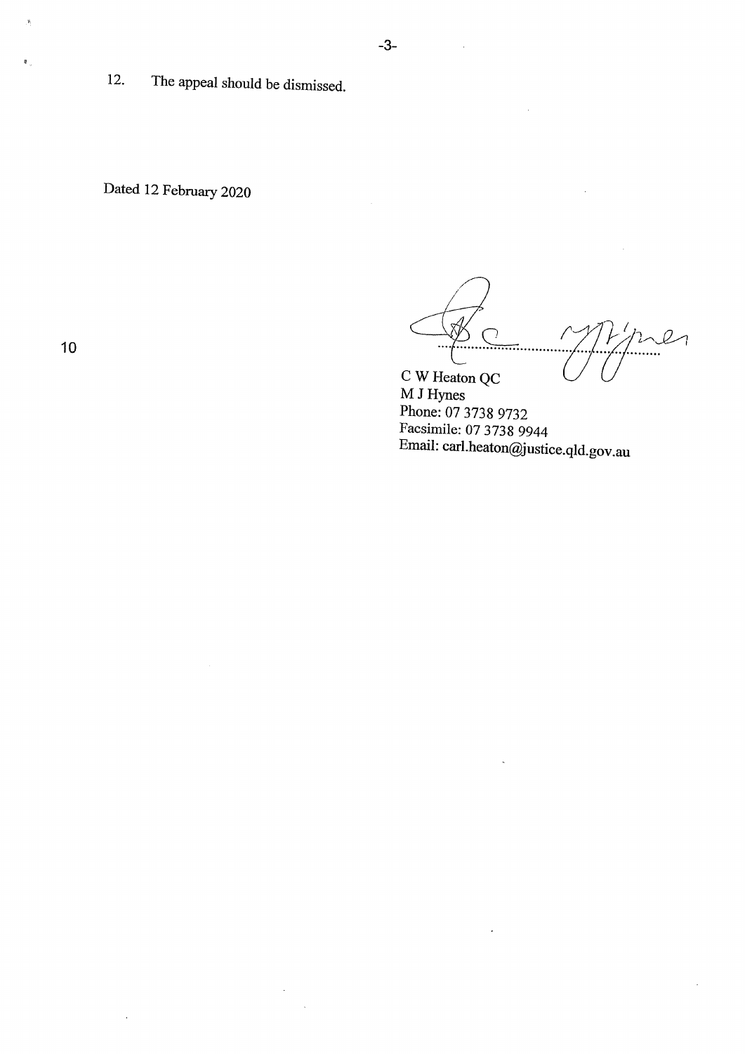12. The appeal should be dismissed.

Dated 12 February 2020

C W Heaton QC
M J Hynes
Phone: 07 3738 9732
Facsimile: 07 3738 9944
Email: carl.heaton@justice.qld.gov.au